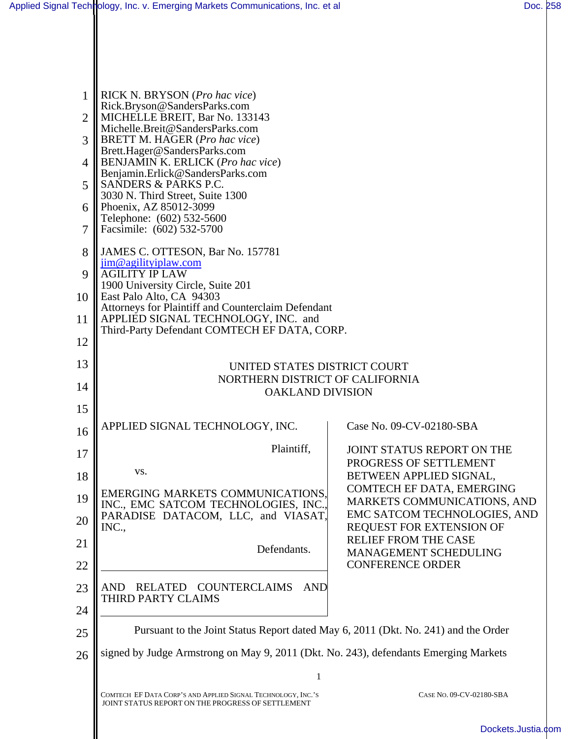RICK N. BRYSON (*Pro hac vice*)
Rick.Bryson@SandersParks.com
MICHELLE BREIT, Bar No. 133143
Michelle.Breit@SandersParks.com
BRETT M. HAGER (*Pro hac vice*)
Brett.Hager@SandersParks.com
BENJAMIN K. ERLICK (*Pro hac vice*)
Benjamin.Erlick@SandersParks.com
SANDERS & PARKS P.C.
3030 N. Third Street, Suite 1300
Phoenix, AZ 85012-3099
Telephone: (602) 532-5600
Facsimile: (602) 532-5700

JAMES C. OTTESON, Bar No. 157781
jim@agilityiplaw.com
AGILITY IP LAW
1900 University Circle, Suite 201
East Palo Alto, CA 94303
Attorneys for Plaintiff and Counterclaim Defendant
APPLIED SIGNAL TECHNOLOGY, INC. and
Third-Party Defendant COMTECH EF DATA, CORP.

UNITED STATES DISTRICT COURT
NORTHERN DISTRICT OF CALIFORNIA
OAKLAND DIVISION

| | |
|---|---|
| APPLIED SIGNAL TECHNOLOGY, INC.<br><br>Plaintiff,<br><br>vs.<br><br>EMERGING MARKETS COMMUNICATIONS, INC., EMC SATCOM TECHNOLOGIES, INC., PARADISE DATACOM, LLC, and VIASAT, INC.,<br><br>Defendants.<br><br>AND RELATED COUNTERCLAIMS AND THIRD PARTY CLAIMS | Case No. 09-CV-02180-SBA<br><br>JOINT STATUS REPORT ON THE PROGRESS OF SETTLEMENT BETWEEN APPLIED SIGNAL, COMTECH EF DATA, EMERGING MARKETS COMMUNICATIONS, AND EMC SATCOM TECHNOLOGIES, AND REQUEST FOR EXTENSION OF RELIEF FROM THE CASE MANAGEMENT SCHEDULING CONFERENCE ORDER |

Pursuant to the Joint Status Report dated May 6, 2011 (Dkt. No. 241) and the Order signed by Judge Armstrong on May 9, 2011 (Dkt. No. 243), defendants Emerging Markets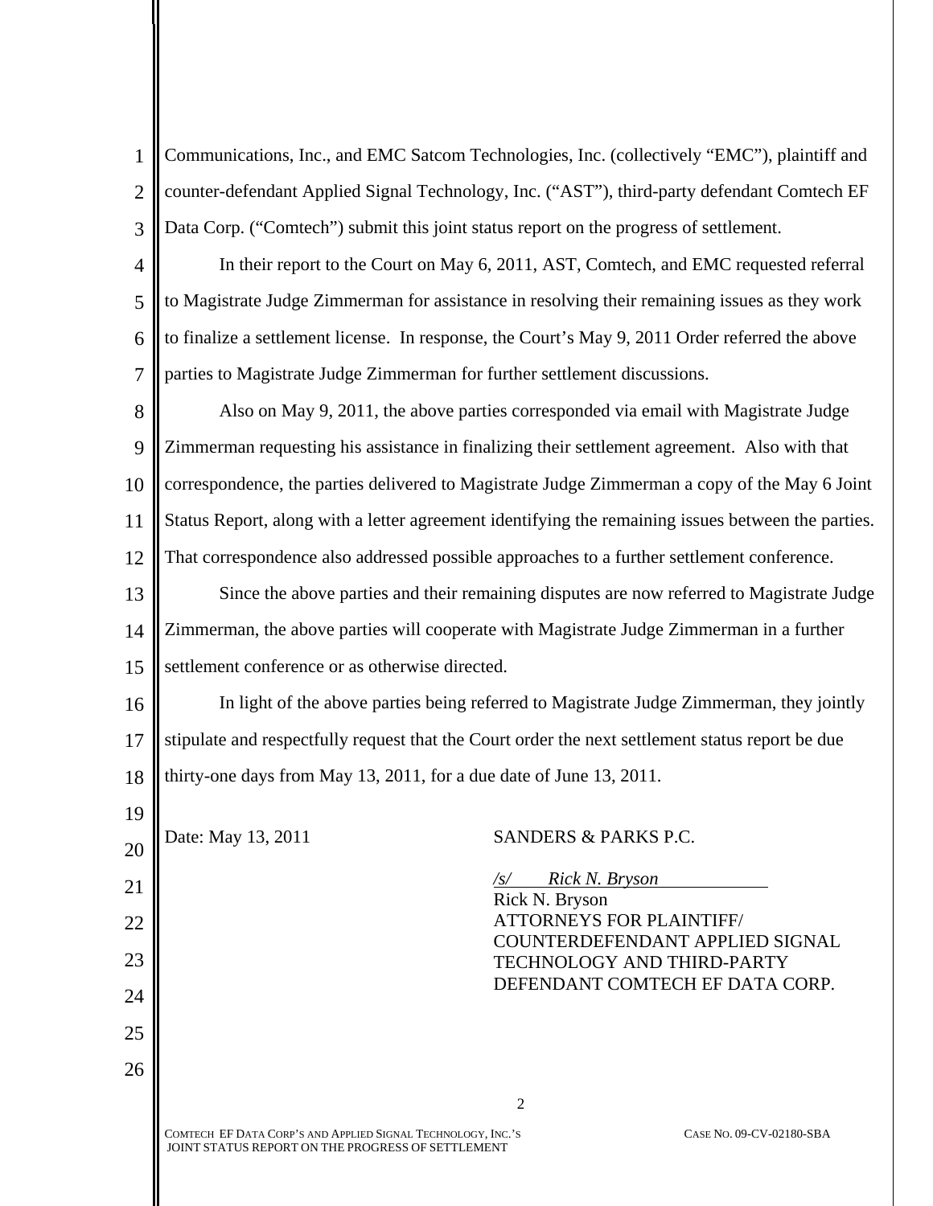Communications, Inc., and EMC Satcom Technologies, Inc. (collectively "EMC"), plaintiff and counter-defendant Applied Signal Technology, Inc. ("AST"), third-party defendant Comtech EF Data Corp. ("Comtech") submit this joint status report on the progress of settlement.

In their report to the Court on May 6, 2011, AST, Comtech, and EMC requested referral to Magistrate Judge Zimmerman for assistance in resolving their remaining issues as they work to finalize a settlement license. In response, the Court's May 9, 2011 Order referred the above parties to Magistrate Judge Zimmerman for further settlement discussions.

Also on May 9, 2011, the above parties corresponded via email with Magistrate Judge Zimmerman requesting his assistance in finalizing their settlement agreement. Also with that correspondence, the parties delivered to Magistrate Judge Zimmerman a copy of the May 6 Joint Status Report, along with a letter agreement identifying the remaining issues between the parties. That correspondence also addressed possible approaches to a further settlement conference.

Since the above parties and their remaining disputes are now referred to Magistrate Judge Zimmerman, the above parties will cooperate with Magistrate Judge Zimmerman in a further settlement conference or as otherwise directed.

In light of the above parties being referred to Magistrate Judge Zimmerman, they jointly stipulate and respectfully request that the Court order the next settlement status report be due thirty-one days from May 13, 2011, for a due date of June 13, 2011.

Date: May 13, 2011

SANDERS & PARKS P.C.

*/s/ Rick N. Bryson*
Rick N. Bryson
ATTORNEYS FOR PLAINTIFF/ COUNTERDEFENDANT APPLIED SIGNAL TECHNOLOGY AND THIRD-PARTY DEFENDANT COMTECH EF DATA CORP.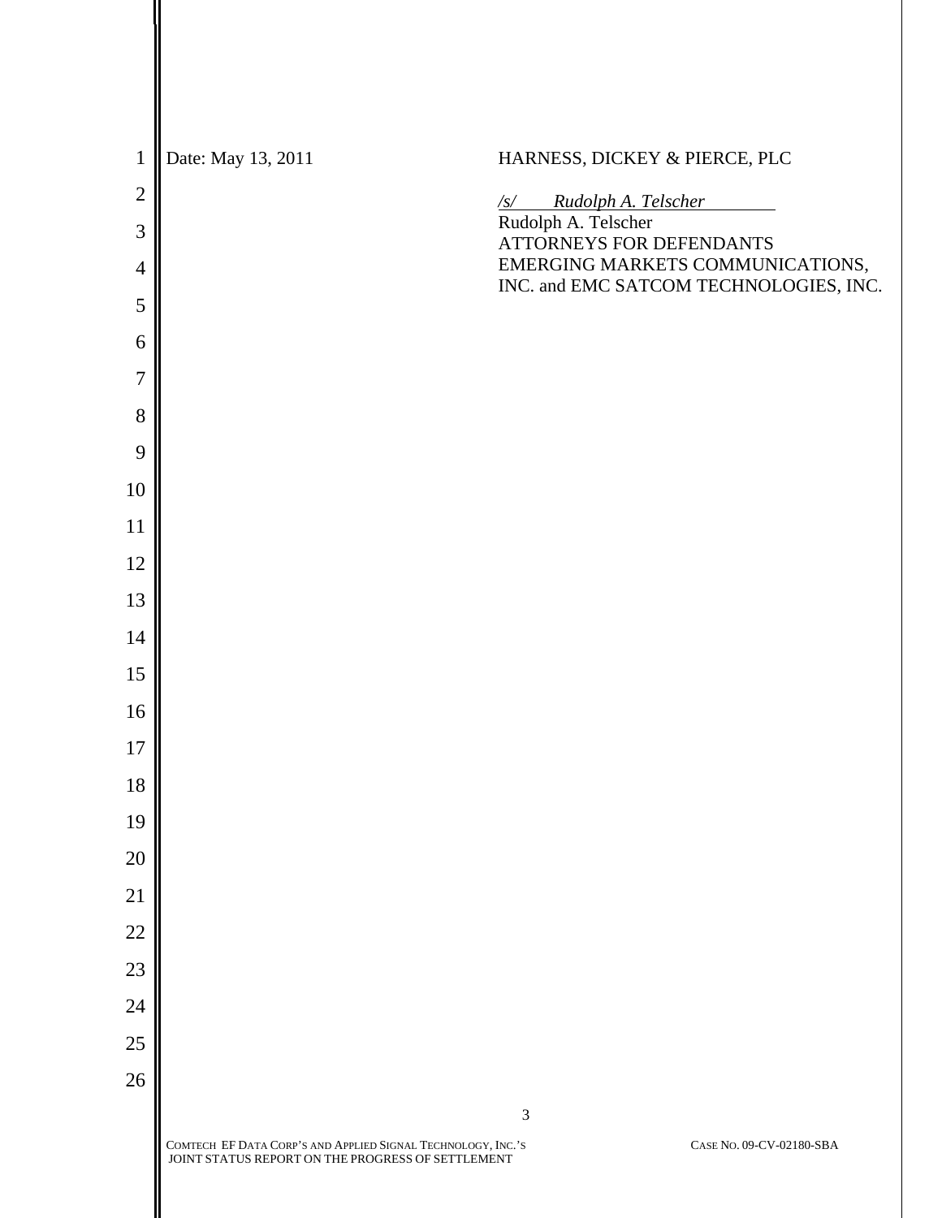Date: May 13, 2011

HARNESS, DICKEY & PIERCE, PLC

*/s/ Rudolph A. Telscher*
Rudolph A. Telscher
ATTORNEYS FOR DEFENDANTS
EMERGING MARKETS COMMUNICATIONS, INC. and EMC SATCOM TECHNOLOGIES, INC.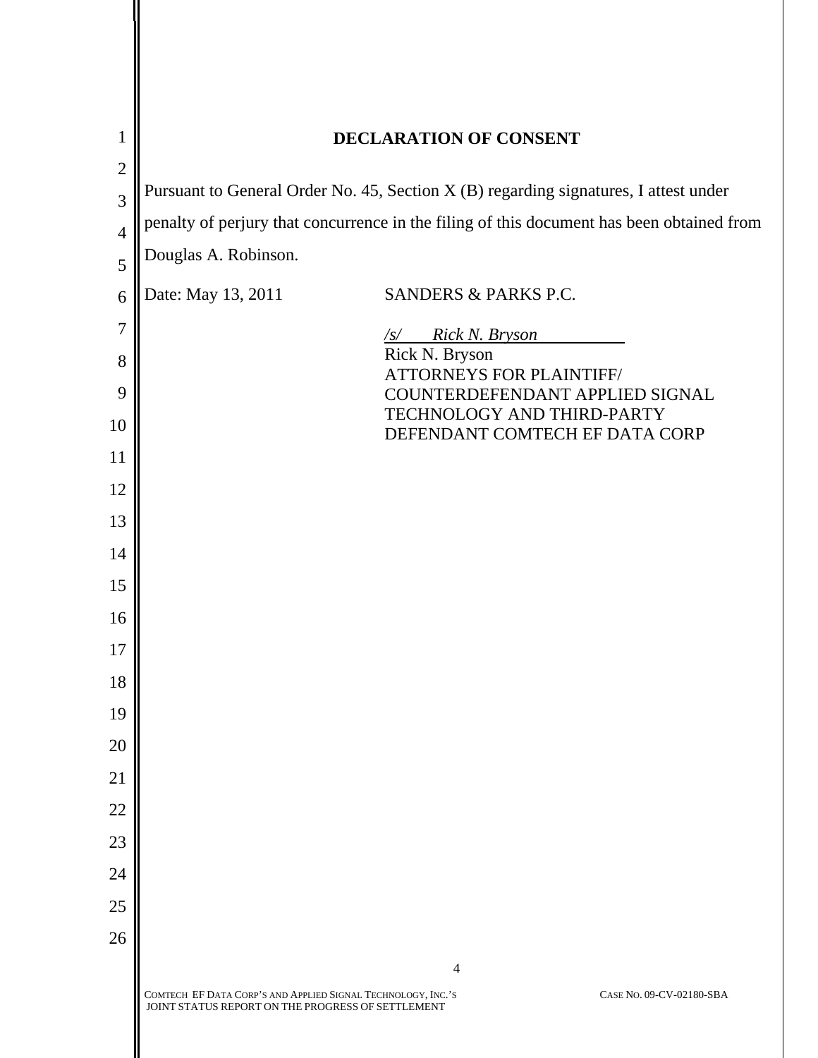# DECLARATION OF CONSENT

Pursuant to General Order No. 45, Section X (B) regarding signatures, I attest under penalty of perjury that concurrence in the filing of this document has been obtained from Douglas A. Robinson.

Date: May 13, 2011

SANDERS & PARKS P.C.

*/s/ Rick N. Bryson*
Rick N. Bryson
ATTORNEYS FOR PLAINTIFF/
COUNTERDEFENDANT APPLIED SIGNAL
TECHNOLOGY AND THIRD-PARTY
DEFENDANT COMTECH EF DATA CORP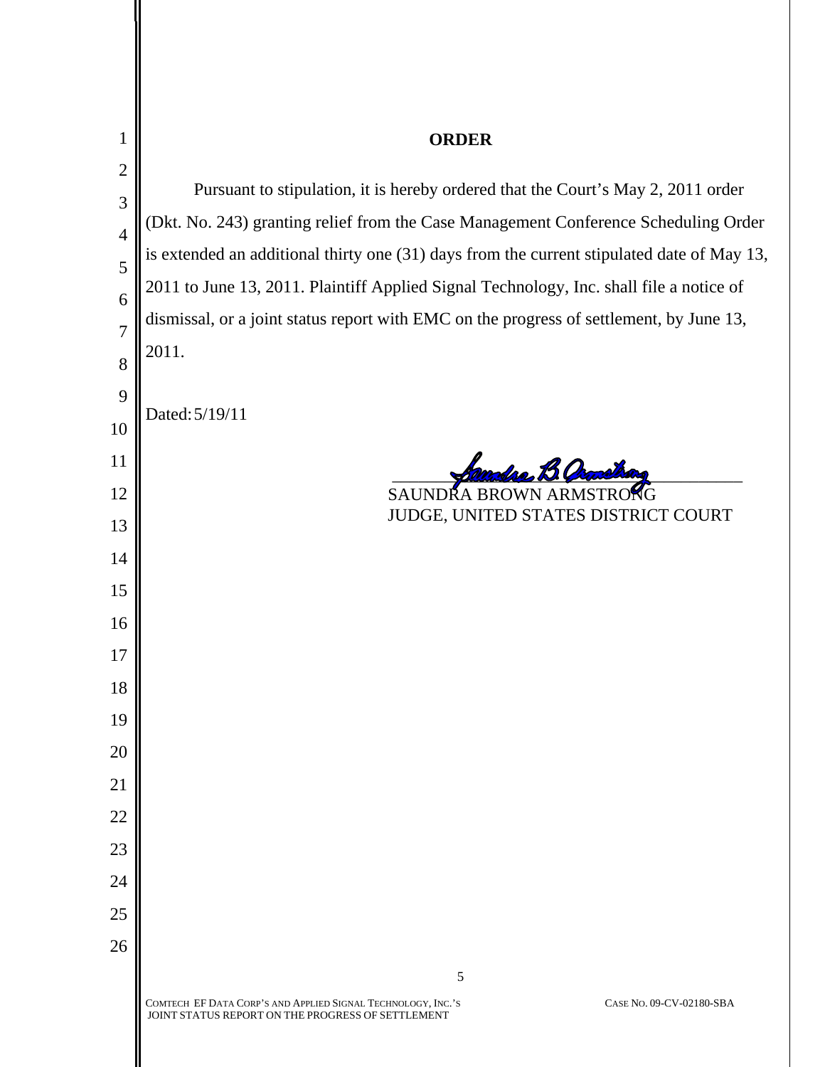**ORDER**

Pursuant to stipulation, it is hereby ordered that the Court's May 2, 2011 order (Dkt. No. 243) granting relief from the Case Management Conference Scheduling Order is extended an additional thirty one (31) days from the current stipulated date of May 13, 2011 to June 13, 2011. Plaintiff Applied Signal Technology, Inc. shall file a notice of dismissal, or a joint status report with EMC on the progress of settlement, by June 13, 2011.

Dated: 5/19/11

SAUNDRA BROWN ARMSTRONG
JUDGE, UNITED STATES DISTRICT COURT